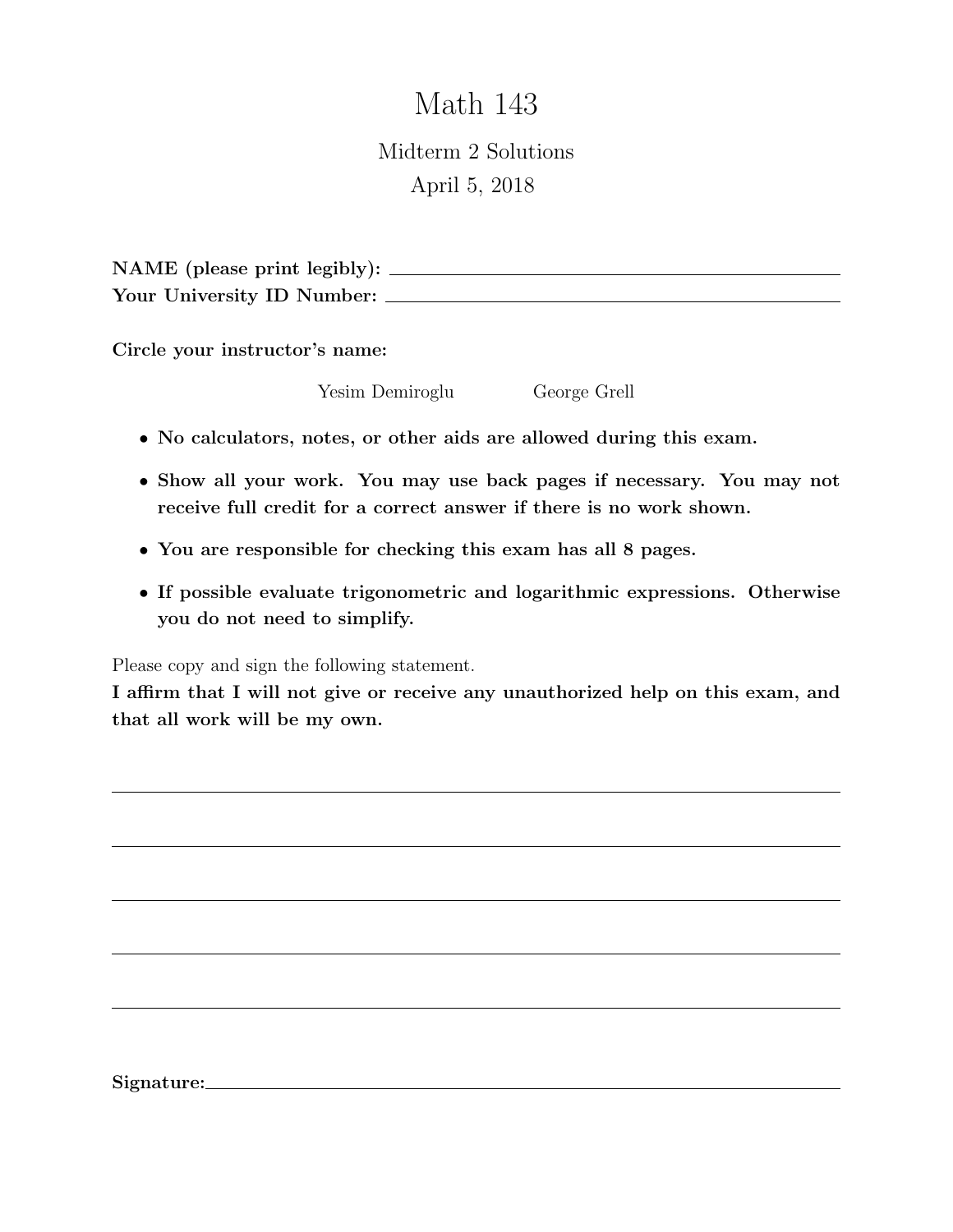# Math 143

## Midterm 2 Solutions

April 5, 2018

**NAME (please print legibly):** ____________________

**Your University ID Number:** ____________________

**Circle your instructor's name:**

Yesim Demiroglu     George Grell

- **No calculators, notes, or other aids are allowed during this exam.**
- **Show all your work. You may use back pages if necessary. You may not receive full credit for a correct answer if there is no work shown.**
- **You are responsible for checking this exam has all 8 pages.**
- **If possible evaluate trigonometric and logarithmic expressions. Otherwise you do not need to simplify.**

Please copy and sign the following statement.

**I affirm that I will not give or receive any unauthorized help on this exam, and that all work will be my own.**

______________________________________________

______________________________________________

______________________________________________

______________________________________________

______________________________________________

**Signature:** ____________________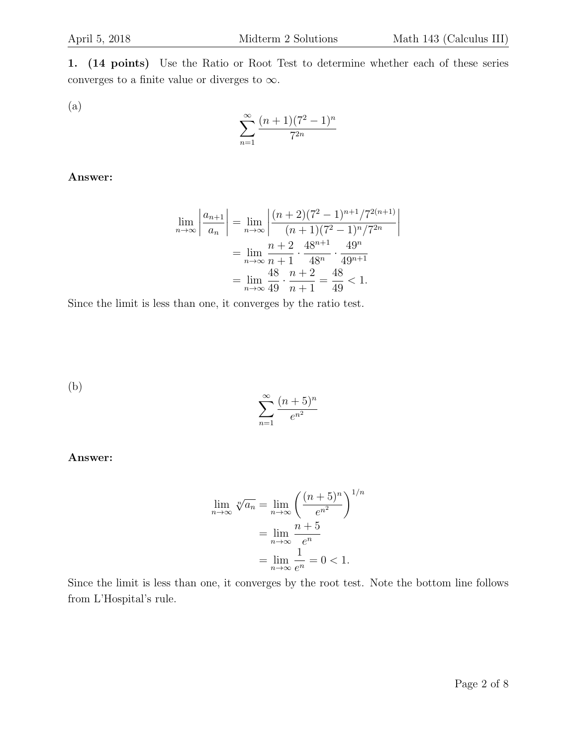**1. (14 points)** Use the Ratio or Root Test to determine whether each of these series converges to a finite value or diverges to $\infty$.

(a)

$$\sum_{n=1}^{\infty} \frac{(n+1)(7^2-1)^n}{7^{2n}}$$

**Answer:**

$$\begin{aligned}
\lim_{n\to\infty} \left| \frac{a_{n+1}}{a_n} \right| &= \lim_{n\to\infty} \left| \frac{(n+2)(7^2-1)^{n+1}/7^{2(n+1)}}{(n+1)(7^2-1)^n/7^{2n}} \right| \\
&= \lim_{n\to\infty} \frac{n+2}{n+1} \cdot \frac{48^{n+1}}{48^n} \cdot \frac{49^n}{49^{n+1}} \\
&= \lim_{n\to\infty} \frac{48}{49} \cdot \frac{n+2}{n+1} = \frac{48}{49} < 1.
\end{aligned}$$

Since the limit is less than one, it converges by the ratio test.

(b)

$$\sum_{n=1}^{\infty} \frac{(n+5)^n}{e^{n^2}}$$

**Answer:**

$$\begin{aligned}
\lim_{n\to\infty} \sqrt[n]{a_n} &= \lim_{n\to\infty} \left( \frac{(n+5)^n}{e^{n^2}} \right)^{1/n} \\
&= \lim_{n\to\infty} \frac{n+5}{e^n} \\
&= \lim_{n\to\infty} \frac{1}{e^n} = 0 < 1.
\end{aligned}$$

Since the limit is less than one, it converges by the root test. Note the bottom line follows from L'Hospital's rule.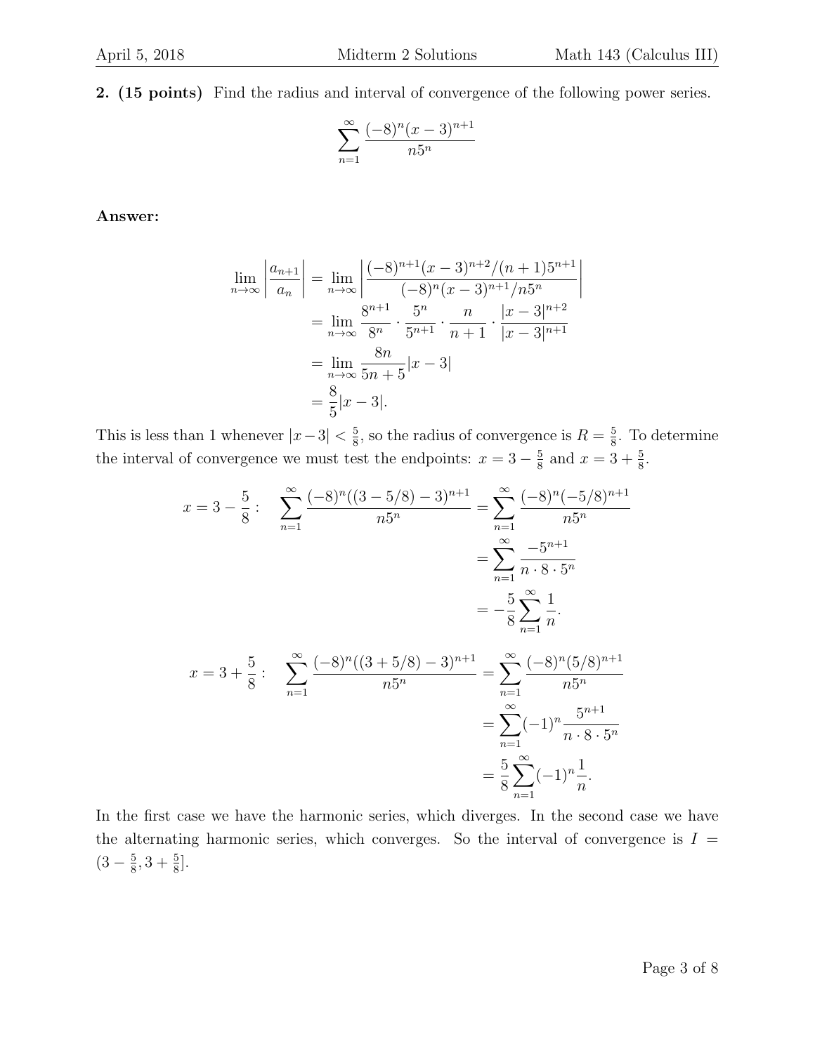**2. (15 points)** Find the radius and interval of convergence of the following power series.

$$\sum_{n=1}^{\infty} \frac{(-8)^n(x-3)^{n+1}}{n5^n}$$

**Answer:**

$$\begin{aligned}
\lim_{n\to\infty} \left| \frac{a_{n+1}}{a_n} \right| &= \lim_{n\to\infty} \left| \frac{(-8)^{n+1}(x-3)^{n+2}/(n+1)5^{n+1}}{(-8)^n(x-3)^{n+1}/n5^n} \right| \\
&= \lim_{n\to\infty} \frac{8^{n+1}}{8^n} \cdot \frac{5^n}{5^{n+1}} \cdot \frac{n}{n+1} \cdot \frac{|x-3|^{n+2}}{|x-3|^{n+1}} \\
&= \lim_{n\to\infty} \frac{8n}{5n+5}|x-3| \\
&= \frac{8}{5}|x-3|.
\end{aligned}$$

This is less than 1 whenever $|x-3| < \frac{5}{8}$, so the radius of convergence is $R = \frac{5}{8}$. To determine the interval of convergence we must test the endpoints: $x = 3 - \frac{5}{8}$ and $x = 3 + \frac{5}{8}$.

$$\begin{aligned}
x = 3 - \frac{5}{8}: \quad \sum_{n=1}^{\infty} \frac{(-8)^n((3-5/8)-3)^{n+1}}{n5^n} &= \sum_{n=1}^{\infty} \frac{(-8)^n(-5/8)^{n+1}}{n5^n} \\
&= \sum_{n=1}^{\infty} \frac{-5^{n+1}}{n \cdot 8 \cdot 5^n} \\
&= -\frac{5}{8} \sum_{n=1}^{\infty} \frac{1}{n}.
\end{aligned}$$

$$\begin{aligned}
x = 3 + \frac{5}{8}: \quad \sum_{n=1}^{\infty} \frac{(-8)^n((3+5/8)-3)^{n+1}}{n5^n} &= \sum_{n=1}^{\infty} \frac{(-8)^n(5/8)^{n+1}}{n5^n} \\
&= \sum_{n=1}^{\infty} (-1)^n \frac{5^{n+1}}{n \cdot 8 \cdot 5^n} \\
&= \frac{5}{8} \sum_{n=1}^{\infty} (-1)^n \frac{1}{n}.
\end{aligned}$$

In the first case we have the harmonic series, which diverges. In the second case we have the alternating harmonic series, which converges. So the interval of convergence is $I = (3 - \frac{5}{8}, 3 + \frac{5}{8}]$.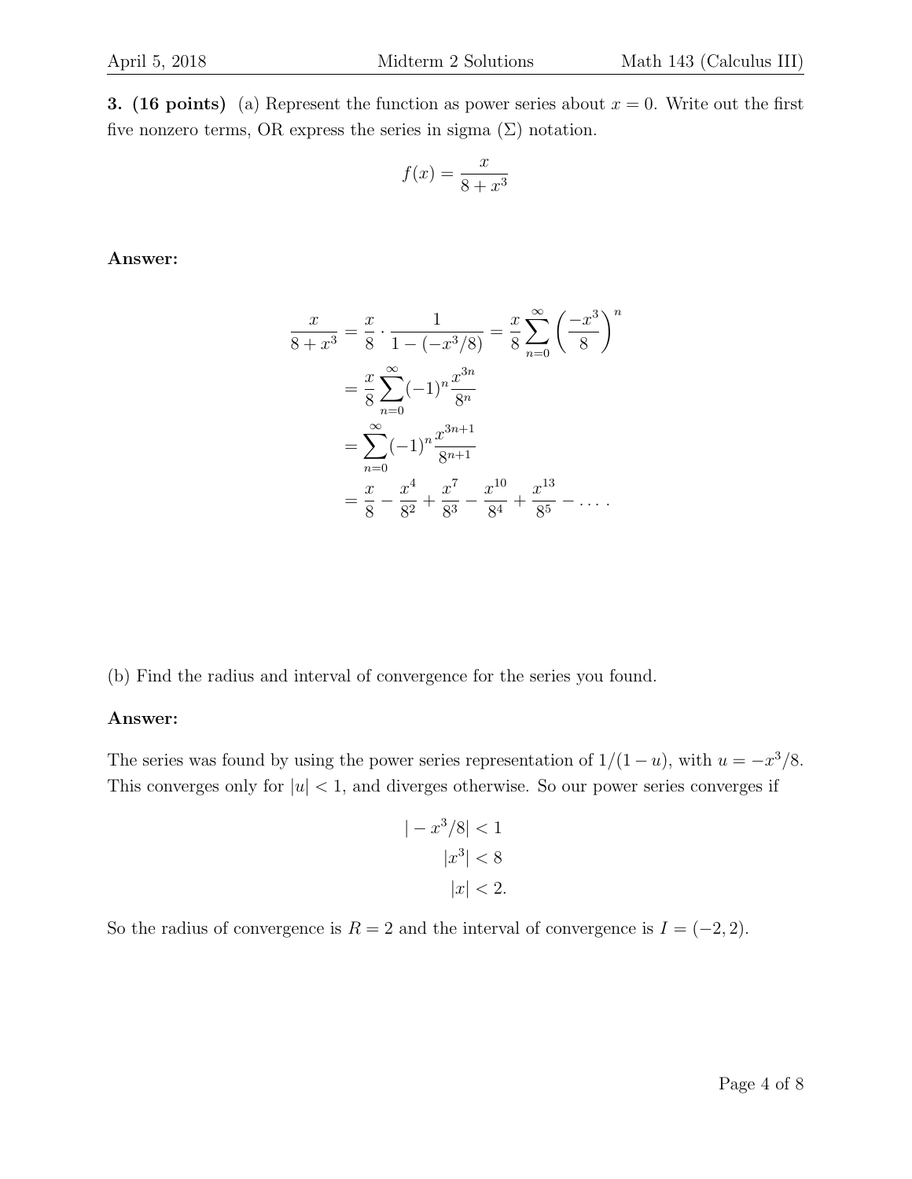**3. (16 points)** (a) Represent the function as power series about $x = 0$. Write out the first five nonzero terms, OR express the series in sigma ($\Sigma$) notation.

$$f(x) = \frac{x}{8 + x^3}$$

**Answer:**

$$\begin{aligned}
\frac{x}{8+x^3} &= \frac{x}{8} \cdot \frac{1}{1 - (-x^3/8)} = \frac{x}{8} \sum_{n=0}^{\infty} \left( \frac{-x^3}{8} \right)^n \\
&= \frac{x}{8} \sum_{n=0}^{\infty} (-1)^n \frac{x^{3n}}{8^n} \\
&= \sum_{n=0}^{\infty} (-1)^n \frac{x^{3n+1}}{8^{n+1}} \\
&= \frac{x}{8} - \frac{x^4}{8^2} + \frac{x^7}{8^3} - \frac{x^{10}}{8^4} + \frac{x^{13}}{8^5} - \dots .
\end{aligned}$$

(b) Find the radius and interval of convergence for the series you found.

**Answer:**

The series was found by using the power series representation of $1/(1-u)$, with $u = -x^3/8$. This converges only for $|u| < 1$, and diverges otherwise. So our power series converges if

$$\begin{aligned}
|-x^3/8| &< 1 \\
|x^3| &< 8 \\
|x| &< 2.
\end{aligned}$$

So the radius of convergence is $R = 2$ and the interval of convergence is $I = (-2, 2)$.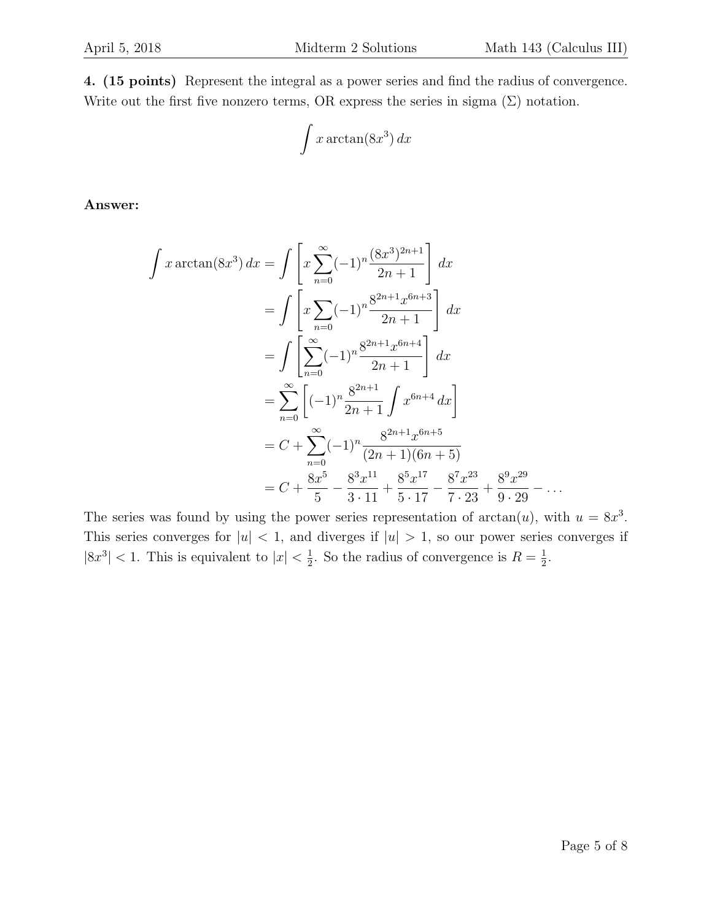**4. (15 points)** Represent the integral as a power series and find the radius of convergence. Write out the first five nonzero terms, OR express the series in sigma (Σ) notation.

$$\int x \arctan(8x^3)\, dx$$

**Answer:**

$$\begin{aligned}
\int x \arctan(8x^3)\, dx &= \int \left[ x \sum_{n=0}^{\infty} (-1)^n \frac{(8x^3)^{2n+1}}{2n+1} \right] dx \\
&= \int \left[ x \sum_{n=0} (-1)^n \frac{8^{2n+1} x^{6n+3}}{2n+1} \right] dx \\
&= \int \left[ \sum_{n=0}^{\infty} (-1)^n \frac{8^{2n+1} x^{6n+4}}{2n+1} \right] dx \\
&= \sum_{n=0}^{\infty} \left[ (-1)^n \frac{8^{2n+1}}{2n+1} \int x^{6n+4}\, dx \right] \\
&= C + \sum_{n=0}^{\infty} (-1)^n \frac{8^{2n+1} x^{6n+5}}{(2n+1)(6n+5)} \\
&= C + \frac{8x^5}{5} - \frac{8^3 x^{11}}{3 \cdot 11} + \frac{8^5 x^{17}}{5 \cdot 17} - \frac{8^7 x^{23}}{7 \cdot 23} + \frac{8^9 x^{29}}{9 \cdot 29} - \ldots
\end{aligned}$$

The series was found by using the power series representation of $\arctan(u)$, with $u = 8x^3$. This series converges for $|u| < 1$, and diverges if $|u| > 1$, so our power series converges if $|8x^3| < 1$. This is equivalent to $|x| < \frac{1}{2}$. So the radius of convergence is $R = \frac{1}{2}$.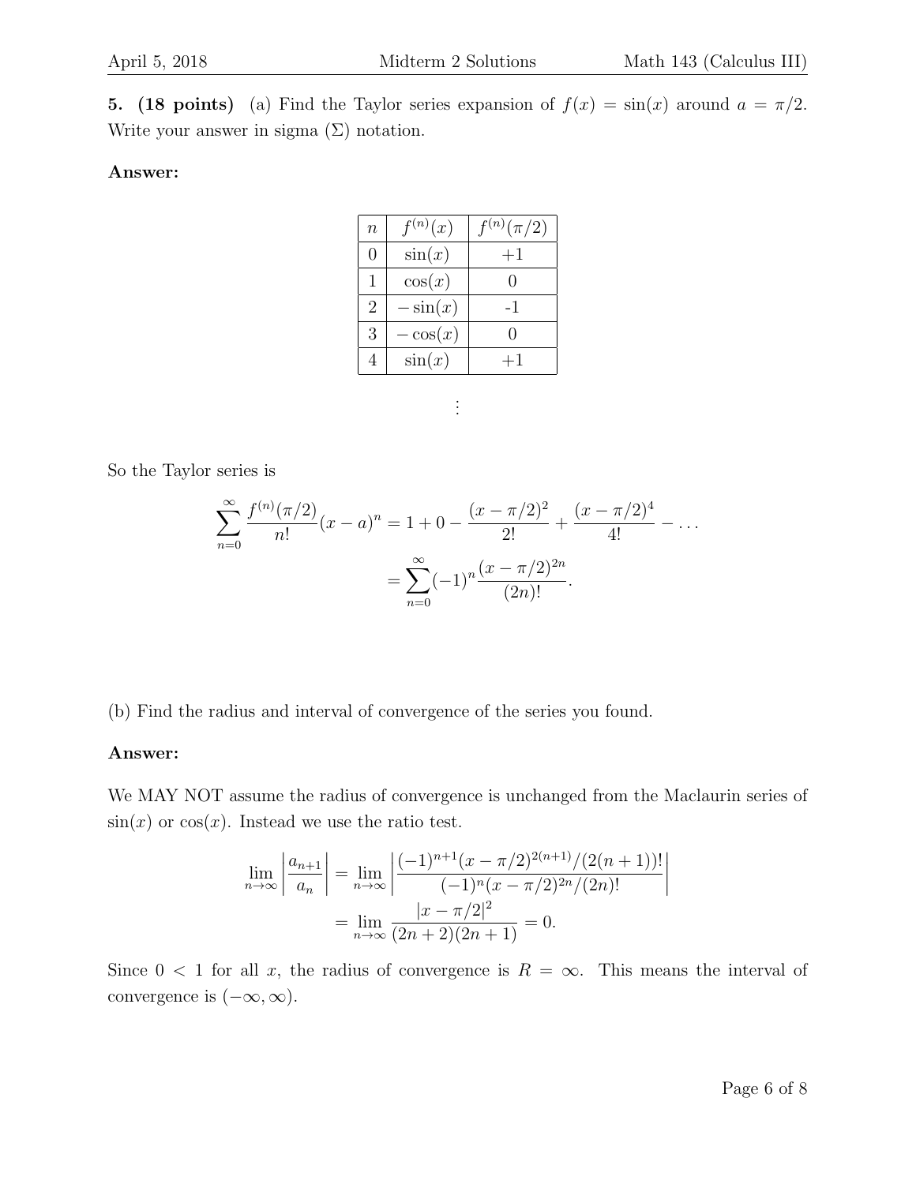**5. (18 points)** (a) Find the Taylor series expansion of $f(x) = \sin(x)$ around $a = \pi/2$. Write your answer in sigma ($\Sigma$) notation.

**Answer:**

| $n$ | $f^{(n)}(x)$ | $f^{(n)}(\pi/2)$ |
|---|---|---|
| 0 | $\sin(x)$ | $+1$ |
| 1 | $\cos(x)$ | 0 |
| 2 | $-\sin(x)$ | -1 |
| 3 | $-\cos(x)$ | 0 |
| 4 | $\sin(x)$ | $+1$ |

$$\vdots$$

So the Taylor series is

$$\sum_{n=0}^{\infty} \frac{f^{(n)}(\pi/2)}{n!}(x-a)^n = 1 + 0 - \frac{(x-\pi/2)^2}{2!} + \frac{(x-\pi/2)^4}{4!} - \dots$$

$$= \sum_{n=0}^{\infty} (-1)^n \frac{(x-\pi/2)^{2n}}{(2n)!}.$$

(b) Find the radius and interval of convergence of the series you found.

**Answer:**

We MAY NOT assume the radius of convergence is unchanged from the Maclaurin series of $\sin(x)$ or $\cos(x)$. Instead we use the ratio test.

$$\lim_{n\to\infty} \left| \frac{a_{n+1}}{a_n} \right| = \lim_{n\to\infty} \left| \frac{(-1)^{n+1}(x-\pi/2)^{2(n+1)}/(2(n+1))!}{(-1)^n (x-\pi/2)^{2n}/(2n)!} \right|$$

$$= \lim_{n\to\infty} \frac{|x-\pi/2|^2}{(2n+2)(2n+1)} = 0.$$

Since $0 < 1$ for all $x$, the radius of convergence is $R = \infty$. This means the interval of convergence is $(-\infty, \infty)$.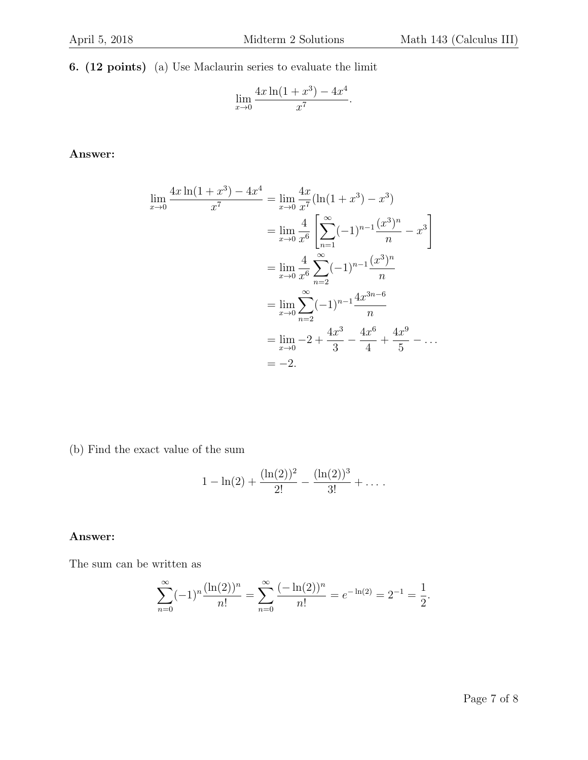**6. (12 points)** (a) Use Maclaurin series to evaluate the limit

$$\lim_{x\to 0} \frac{4x\ln(1+x^3) - 4x^4}{x^7}.$$

**Answer:**

$$\begin{aligned}
\lim_{x\to 0} \frac{4x\ln(1+x^3) - 4x^4}{x^7} &= \lim_{x\to 0} \frac{4x}{x^7}(\ln(1+x^3) - x^3) \\
&= \lim_{x\to 0} \frac{4}{x^6}\left[\sum_{n=1}^{\infty}(-1)^{n-1}\frac{(x^3)^n}{n} - x^3\right] \\
&= \lim_{x\to 0} \frac{4}{x^6}\sum_{n=2}^{\infty}(-1)^{n-1}\frac{(x^3)^n}{n} \\
&= \lim_{x\to 0} \sum_{n=2}^{\infty}(-1)^{n-1}\frac{4x^{3n-6}}{n} \\
&= \lim_{x\to 0} -2 + \frac{4x^3}{3} - \frac{4x^6}{4} + \frac{4x^9}{5} - \ldots \\
&= -2.
\end{aligned}$$

(b) Find the exact value of the sum

$$1 - \ln(2) + \frac{(\ln(2))^2}{2!} - \frac{(\ln(2))^3}{3!} + \ldots.$$

**Answer:**

The sum can be written as

$$\sum_{n=0}^{\infty}(-1)^n\frac{(\ln(2))^n}{n!} = \sum_{n=0}^{\infty}\frac{(-\ln(2))^n}{n!} = e^{-\ln(2)} = 2^{-1} = \frac{1}{2}.$$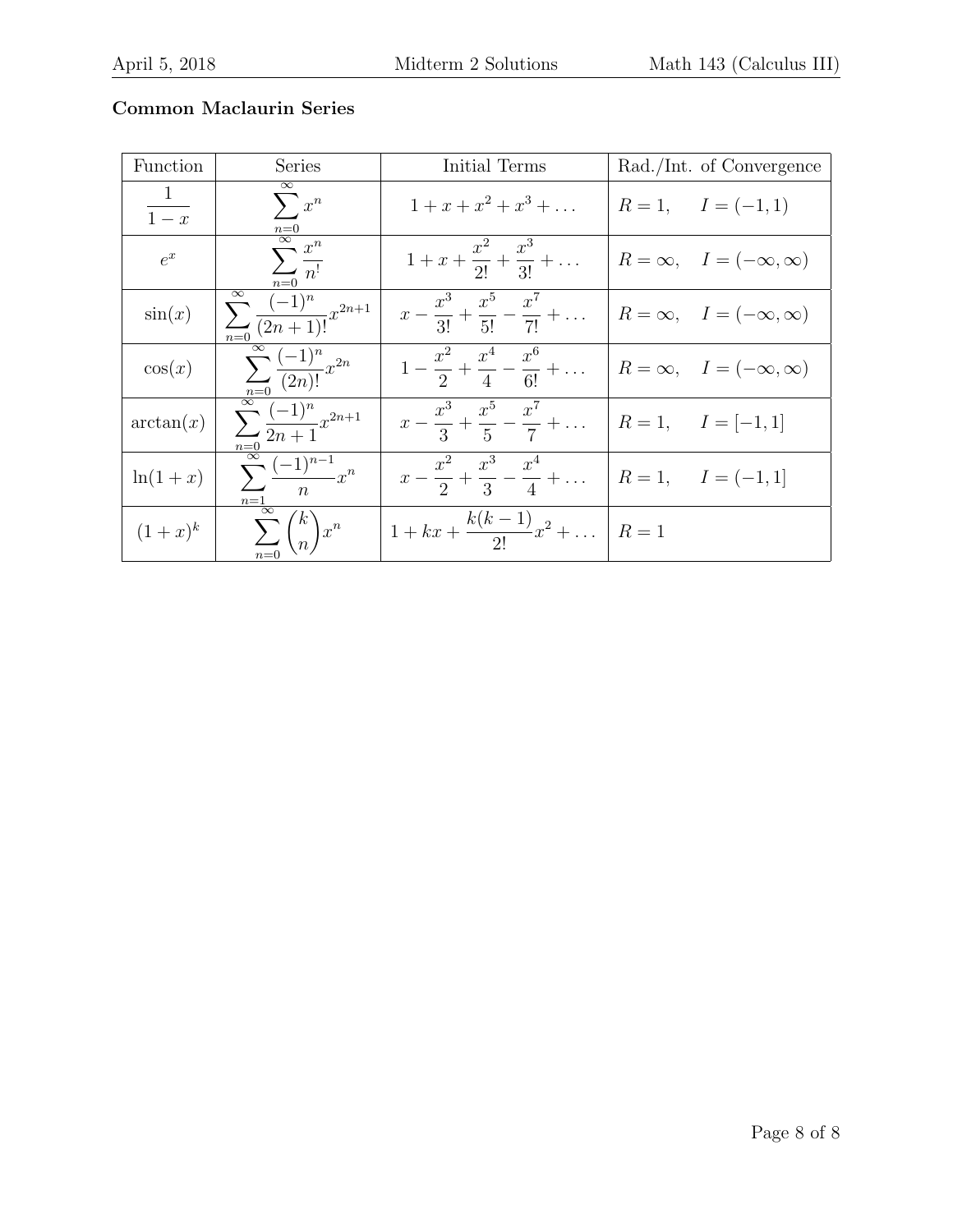**Common Maclaurin Series**

| Function | Series | Initial Terms | Rad./Int. of Convergence |
|---|---|---|---|
| $\dfrac{1}{1-x}$ | $\sum_{n=0}^{\infty} x^n$ | $1 + x + x^2 + x^3 + \dots$ | $R = 1, \quad I = (-1, 1)$ |
| $e^x$ | $\sum_{n=0}^{\infty} \dfrac{x^n}{n!}$ | $1 + x + \dfrac{x^2}{2!} + \dfrac{x^3}{3!} + \dots$ | $R = \infty, \quad I = (-\infty, \infty)$ |
| $\sin(x)$ | $\sum_{n=0}^{\infty} \dfrac{(-1)^n}{(2n+1)!} x^{2n+1}$ | $x - \dfrac{x^3}{3!} + \dfrac{x^5}{5!} - \dfrac{x^7}{7!} + \dots$ | $R = \infty, \quad I = (-\infty, \infty)$ |
| $\cos(x)$ | $\sum_{n=0}^{\infty} \dfrac{(-1)^n}{(2n)!} x^{2n}$ | $1 - \dfrac{x^2}{2} + \dfrac{x^4}{4} - \dfrac{x^6}{6!} + \dots$ | $R = \infty, \quad I = (-\infty, \infty)$ |
| $\arctan(x)$ | $\sum_{n=0}^{\infty} \dfrac{(-1)^n}{2n+1} x^{2n+1}$ | $x - \dfrac{x^3}{3} + \dfrac{x^5}{5} - \dfrac{x^7}{7} + \dots$ | $R = 1, \quad I = [-1, 1]$ |
| $\ln(1+x)$ | $\sum_{n=1}^{\infty} \dfrac{(-1)^{n-1}}{n} x^n$ | $x - \dfrac{x^2}{2} + \dfrac{x^3}{3} - \dfrac{x^4}{4} + \dots$ | $R = 1, \quad I = (-1, 1]$ |
| $(1+x)^k$ | $\sum_{n=0}^{\infty} \binom{k}{n} x^n$ | $1 + kx + \dfrac{k(k-1)}{2!} x^2 + \dots$ | $R = 1$ |